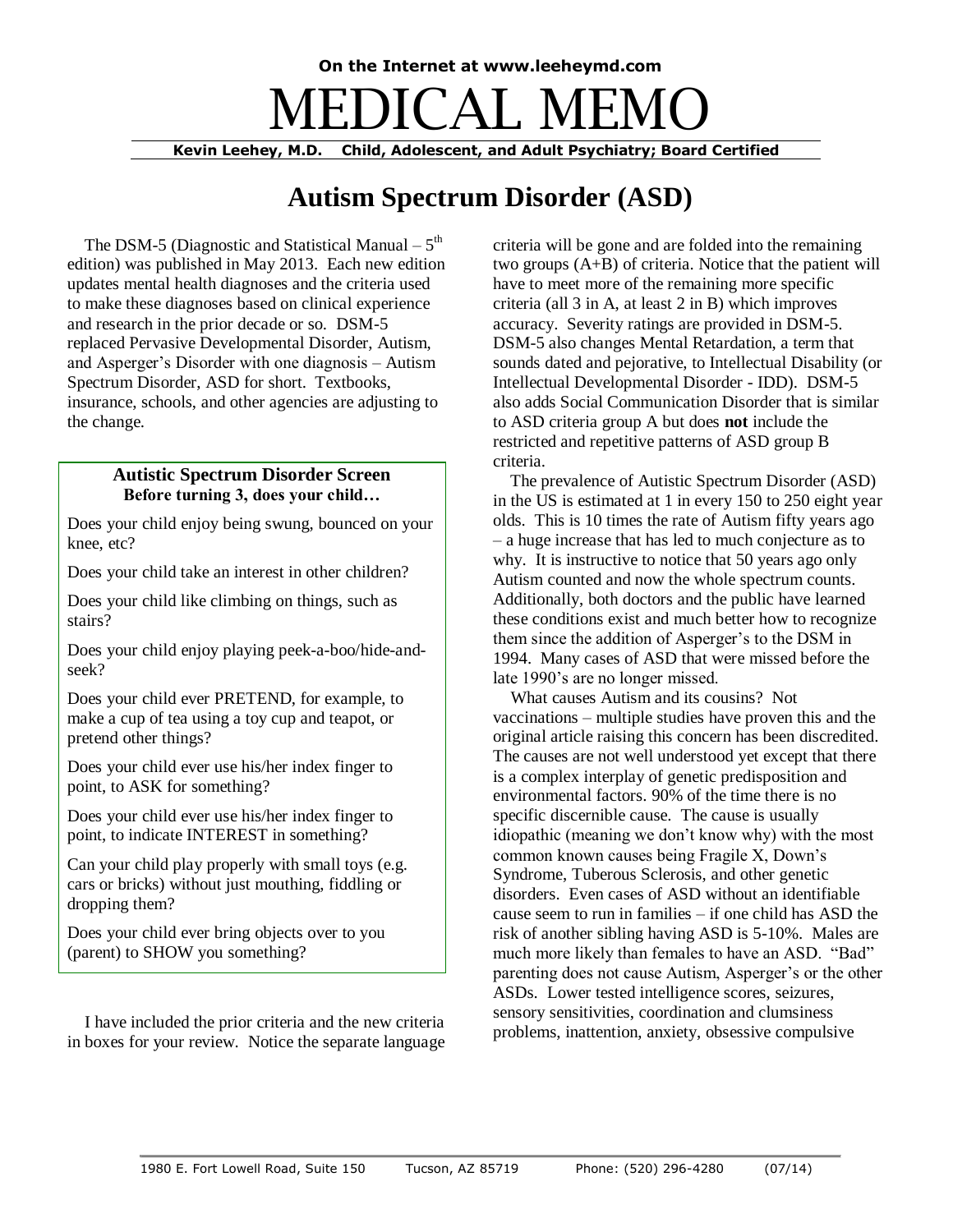On the Internet at www.leeheymd.com

# MEDICAL MEMO

**Kevin Leehey, M.D. Child, Adolescent, and Adult Psychiatry; Board Certified**

## Autism Spectrum Disorder (ASD)

The DSM-5 (Diagnostic and Statistical Manual – 5th edition) was published in May 2013. Each new edition updates mental health diagnoses and the criteria used to make these diagnoses based on clinical experience and research in the prior decade or so. DSM-5 replaced Pervasive Developmental Disorder, Autism, and Asperger's Disorder with one diagnosis – Autism Spectrum Disorder, ASD for short. Textbooks, insurance, schools, and other agencies are adjusting to the change.

> **Autistic Spectrum Disorder Screen**
> **Before turning 3, does your child…**
>
> Does your child enjoy being swung, bounced on your knee, etc?
>
> Does your child take an interest in other children?
>
> Does your child like climbing on things, such as stairs?
>
> Does your child enjoy playing peek-a-boo/hide-and-seek?
>
> Does your child ever PRETEND, for example, to make a cup of tea using a toy cup and teapot, or pretend other things?
>
> Does your child ever use his/her index finger to point, to ASK for something?
>
> Does your child ever use his/her index finger to point, to indicate INTEREST in something?
>
> Can your child play properly with small toys (e.g. cars or bricks) without just mouthing, fiddling or dropping them?
>
> Does your child ever bring objects over to you (parent) to SHOW you something?

I have included the prior criteria and the new criteria in boxes for your review. Notice the separate language criteria will be gone and are folded into the remaining two groups (A+B) of criteria. Notice that the patient will have to meet more of the remaining more specific criteria (all 3 in A, at least 2 in B) which improves accuracy. Severity ratings are provided in DSM-5. DSM-5 also changes Mental Retardation, a term that sounds dated and pejorative, to Intellectual Disability (or Intellectual Developmental Disorder - IDD). DSM-5 also adds Social Communication Disorder that is similar to ASD criteria group A but does **not** include the restricted and repetitive patterns of ASD group B criteria.

The prevalence of Autistic Spectrum Disorder (ASD) in the US is estimated at 1 in every 150 to 250 eight year olds. This is 10 times the rate of Autism fifty years ago – a huge increase that has led to much conjecture as to why. It is instructive to notice that 50 years ago only Autism counted and now the whole spectrum counts. Additionally, both doctors and the public have learned these conditions exist and much better how to recognize them since the addition of Asperger's to the DSM in 1994. Many cases of ASD that were missed before the late 1990's are no longer missed.

What causes Autism and its cousins? Not vaccinations – multiple studies have proven this and the original article raising this concern has been discredited. The causes are not well understood yet except that there is a complex interplay of genetic predisposition and environmental factors. 90% of the time there is no specific discernible cause. The cause is usually idiopathic (meaning we don't know why) with the most common known causes being Fragile X, Down's Syndrome, Tuberous Sclerosis, and other genetic disorders. Even cases of ASD without an identifiable cause seem to run in families – if one child has ASD the risk of another sibling having ASD is 5-10%. Males are much more likely than females to have an ASD. "Bad" parenting does not cause Autism, Asperger's or the other ASDs. Lower tested intelligence scores, seizures, sensory sensitivities, coordination and clumsiness problems, inattention, anxiety, obsessive compulsive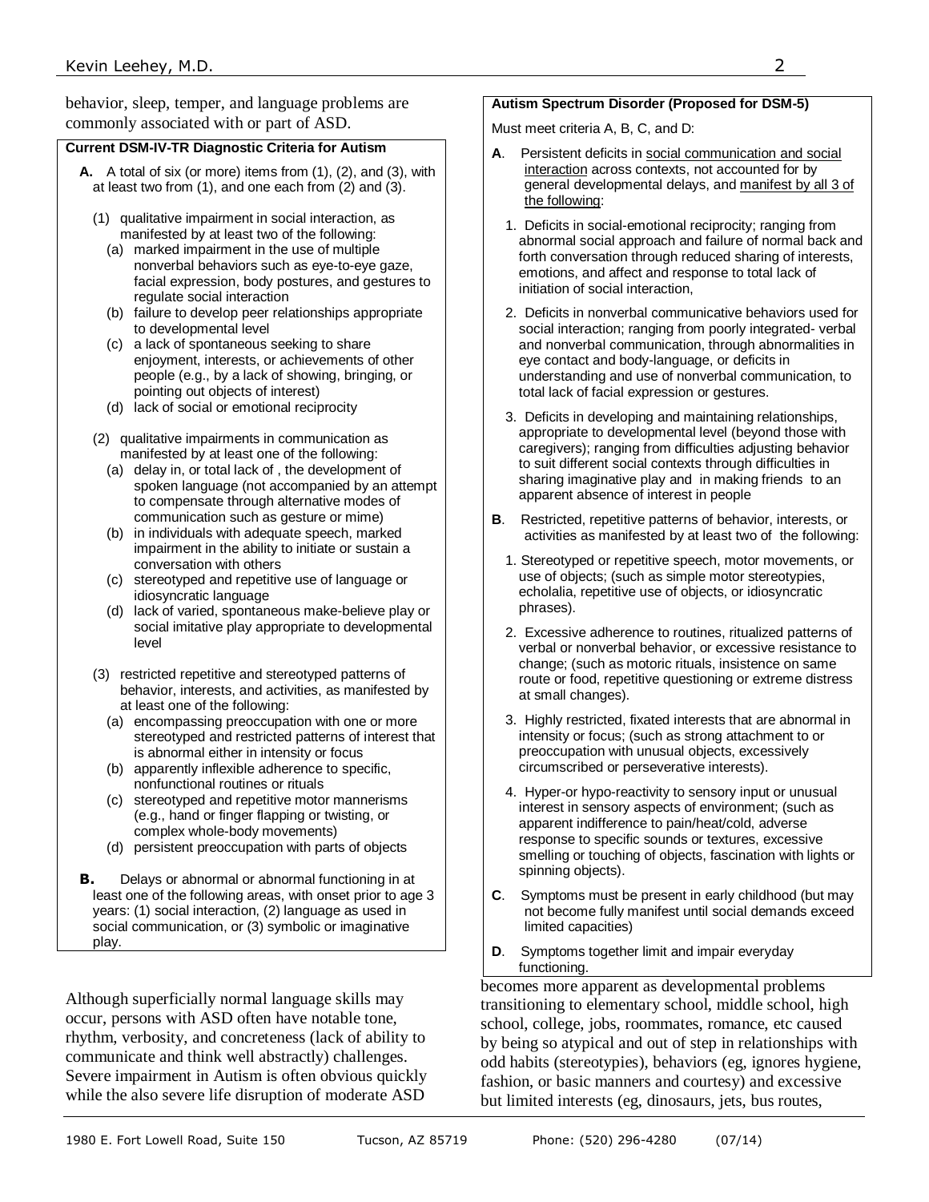behavior, sleep, temper, and language problems are commonly associated with or part of ASD.

**Current DSM-IV-TR Diagnostic Criteria for Autism**

**A.** A total of six (or more) items from (1), (2), and (3), with at least two from (1), and one each from (2) and (3).

(1) qualitative impairment in social interaction, as manifested by at least two of the following:
- (a) marked impairment in the use of multiple nonverbal behaviors such as eye-to-eye gaze, facial expression, body postures, and gestures to regulate social interaction
- (b) failure to develop peer relationships appropriate to developmental level
- (c) a lack of spontaneous seeking to share enjoyment, interests, or achievements of other people (e.g., by a lack of showing, bringing, or pointing out objects of interest)
- (d) lack of social or emotional reciprocity

(2) qualitative impairments in communication as manifested by at least one of the following:
- (a) delay in, or total lack of , the development of spoken language (not accompanied by an attempt to compensate through alternative modes of communication such as gesture or mime)
- (b) in individuals with adequate speech, marked impairment in the ability to initiate or sustain a conversation with others
- (c) stereotyped and repetitive use of language or idiosyncratic language
- (d) lack of varied, spontaneous make-believe play or social imitative play appropriate to developmental level

(3) restricted repetitive and stereotyped patterns of behavior, interests, and activities, as manifested by at least one of the following:
- (a) encompassing preoccupation with one or more stereotyped and restricted patterns of interest that is abnormal either in intensity or focus
- (b) apparently inflexible adherence to specific, nonfunctional routines or rituals
- (c) stereotyped and repetitive motor mannerisms (e.g., hand or finger flapping or twisting, or complex whole-body movements)
- (d) persistent preoccupation with parts of objects

**B.** Delays or abnormal or abnormal functioning in at least one of the following areas, with onset prior to age 3 years: (1) social interaction, (2) language as used in social communication, or (3) symbolic or imaginative play.

Although superficially normal language skills may occur, persons with ASD often have notable tone, rhythm, verbosity, and concreteness (lack of ability to communicate and think well abstractly) challenges. Severe impairment in Autism is often obvious quickly while the also severe life disruption of moderate ASD becomes more apparent as developmental problems transitioning to elementary school, middle school, high school, college, jobs, roommates, romance, etc caused by being so atypical and out of step in relationships with odd habits (stereotypies), behaviors (eg, ignores hygiene, fashion, or basic manners and courtesy) and excessive but limited interests (eg, dinosaurs, jets, bus routes,

**Autism Spectrum Disorder (Proposed for DSM-5)**

Must meet criteria A, B, C, and D:

**A**. Persistent deficits in social communication and social interaction across contexts, not accounted for by general developmental delays, and manifest by all 3 of the following:

1. Deficits in social-emotional reciprocity; ranging from abnormal social approach and failure of normal back and forth conversation through reduced sharing of interests, emotions, and affect and response to total lack of initiation of social interaction,
2. Deficits in nonverbal communicative behaviors used for social interaction; ranging from poorly integrated- verbal and nonverbal communication, through abnormalities in eye contact and body-language, or deficits in understanding and use of nonverbal communication, to total lack of facial expression or gestures.
3. Deficits in developing and maintaining relationships, appropriate to developmental level (beyond those with caregivers); ranging from difficulties adjusting behavior to suit different social contexts through difficulties in sharing imaginative play and in making friends to an apparent absence of interest in people

**B**. Restricted, repetitive patterns of behavior, interests, or activities as manifested by at least two of the following:

1. Stereotyped or repetitive speech, motor movements, or use of objects; (such as simple motor stereotypies, echolalia, repetitive use of objects, or idiosyncratic phrases).
2. Excessive adherence to routines, ritualized patterns of verbal or nonverbal behavior, or excessive resistance to change; (such as motoric rituals, insistence on same route or food, repetitive questioning or extreme distress at small changes).
3. Highly restricted, fixated interests that are abnormal in intensity or focus; (such as strong attachment to or preoccupation with unusual objects, excessively circumscribed or perseverative interests).
4. Hyper-or hypo-reactivity to sensory input or unusual interest in sensory aspects of environment; (such as apparent indifference to pain/heat/cold, adverse response to specific sounds or textures, excessive smelling or touching of objects, fascination with lights or spinning objects).

**C**. Symptoms must be present in early childhood (but may not become fully manifest until social demands exceed limited capacities)

**D**. Symptoms together limit and impair everyday functioning.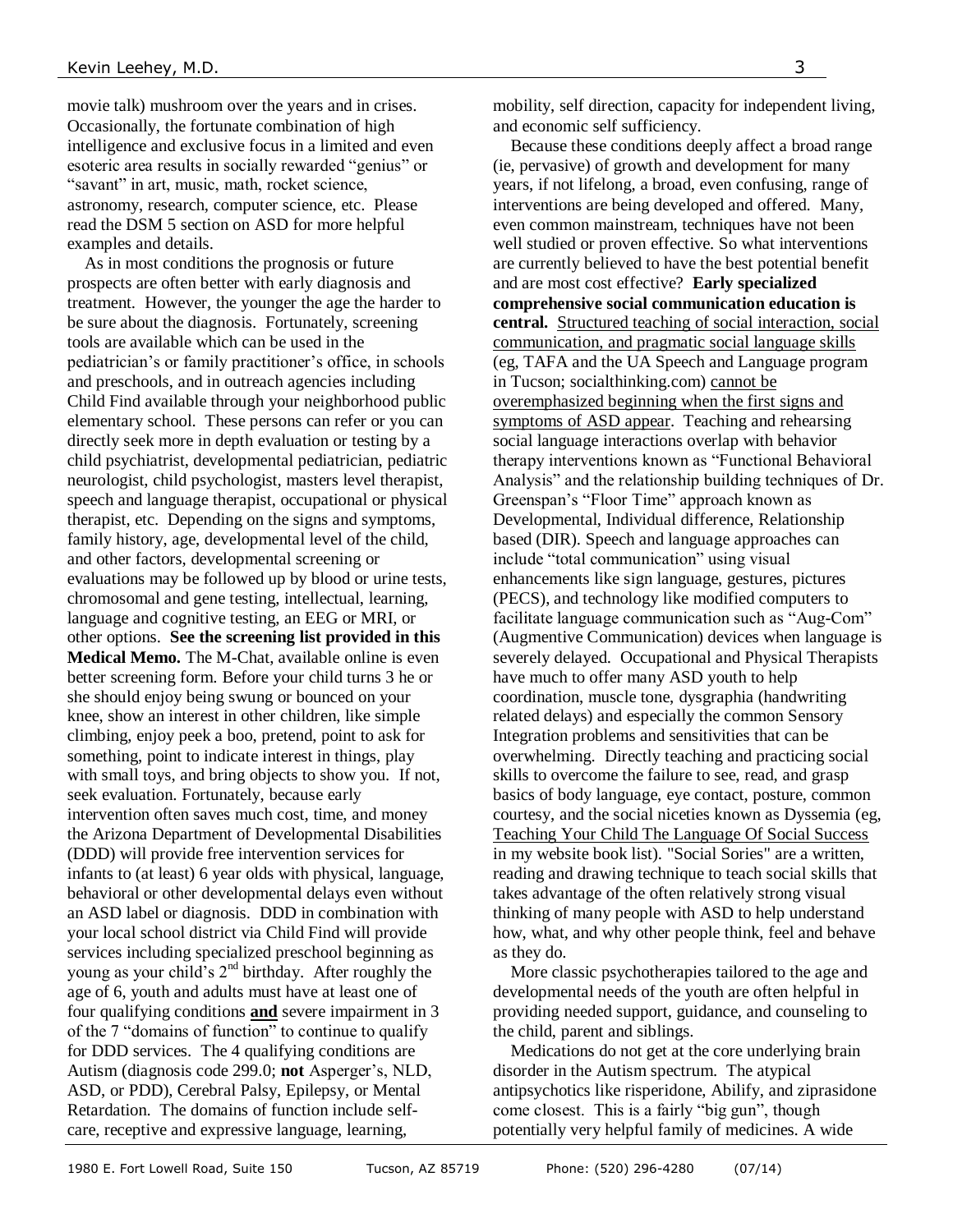movie talk) mushroom over the years and in crises. Occasionally, the fortunate combination of high intelligence and exclusive focus in a limited and even esoteric area results in socially rewarded "genius" or "savant" in art, music, math, rocket science, astronomy, research, computer science, etc. Please read the DSM 5 section on ASD for more helpful examples and details.

As in most conditions the prognosis or future prospects are often better with early diagnosis and treatment. However, the younger the age the harder to be sure about the diagnosis. Fortunately, screening tools are available which can be used in the pediatrician's or family practitioner's office, in schools and preschools, and in outreach agencies including Child Find available through your neighborhood public elementary school. These persons can refer or you can directly seek more in depth evaluation or testing by a child psychiatrist, developmental pediatrician, pediatric neurologist, child psychologist, masters level therapist, speech and language therapist, occupational or physical therapist, etc. Depending on the signs and symptoms, family history, age, developmental level of the child, and other factors, developmental screening or evaluations may be followed up by blood or urine tests, chromosomal and gene testing, intellectual, learning, language and cognitive testing, an EEG or MRI, or other options. **See the screening list provided in this Medical Memo.** The M-Chat, available online is even better screening form. Before your child turns 3 he or she should enjoy being swung or bounced on your knee, show an interest in other children, like simple climbing, enjoy peek a boo, pretend, point to ask for something, point to indicate interest in things, play with small toys, and bring objects to show you. If not, seek evaluation. Fortunately, because early intervention often saves much cost, time, and money the Arizona Department of Developmental Disabilities (DDD) will provide free intervention services for infants to (at least) 6 year olds with physical, language, behavioral or other developmental delays even without an ASD label or diagnosis. DDD in combination with your local school district via Child Find will provide services including specialized preschool beginning as young as your child's 2nd birthday. After roughly the age of 6, youth and adults must have at least one of four qualifying conditions <u>**and**</u> severe impairment in 3 of the 7 "domains of function" to continue to qualify for DDD services. The 4 qualifying conditions are Autism (diagnosis code 299.0; **not** Asperger's, NLD, ASD, or PDD), Cerebral Palsy, Epilepsy, or Mental Retardation. The domains of function include self-care, receptive and expressive language, learning, mobility, self direction, capacity for independent living, and economic self sufficiency.

Because these conditions deeply affect a broad range (ie, pervasive) of growth and development for many years, if not lifelong, a broad, even confusing, range of interventions are being developed and offered. Many, even common mainstream, techniques have not been well studied or proven effective. So what interventions are currently believed to have the best potential benefit and are most cost effective? **Early specialized comprehensive social communication education is central.** <u>Structured teaching of social interaction, social communication, and pragmatic social language skills</u> (eg, TAFA and the UA Speech and Language program in Tucson; socialthinking.com) <u>cannot be overemphasized beginning when the first signs and symptoms of ASD appear</u>. Teaching and rehearsing social language interactions overlap with behavior therapy interventions known as "Functional Behavioral Analysis" and the relationship building techniques of Dr. Greenspan's "Floor Time" approach known as Developmental, Individual difference, Relationship based (DIR). Speech and language approaches can include "total communication" using visual enhancements like sign language, gestures, pictures (PECS), and technology like modified computers to facilitate language communication such as "Aug-Com" (Augmentive Communication) devices when language is severely delayed. Occupational and Physical Therapists have much to offer many ASD youth to help coordination, muscle tone, dysgraphia (handwriting related delays) and especially the common Sensory Integration problems and sensitivities that can be overwhelming. Directly teaching and practicing social skills to overcome the failure to see, read, and grasp basics of body language, eye contact, posture, common courtesy, and the social niceties known as Dyssemia (eg, <u>Teaching Your Child The Language Of Social Success</u> in my website book list). "Social Stories" are a written, reading and drawing technique to teach social skills that takes advantage of the often relatively strong visual thinking of many people with ASD to help understand how, what, and why other people think, feel and behave as they do.

More classic psychotherapies tailored to the age and developmental needs of the youth are often helpful in providing needed support, guidance, and counseling to the child, parent and siblings.

Medications do not get at the core underlying brain disorder in the Autism spectrum. The atypical antipsychotics like risperidone, Abilify, and ziprasidone come closest. This is a fairly "big gun", though potentially very helpful family of medicines. A wide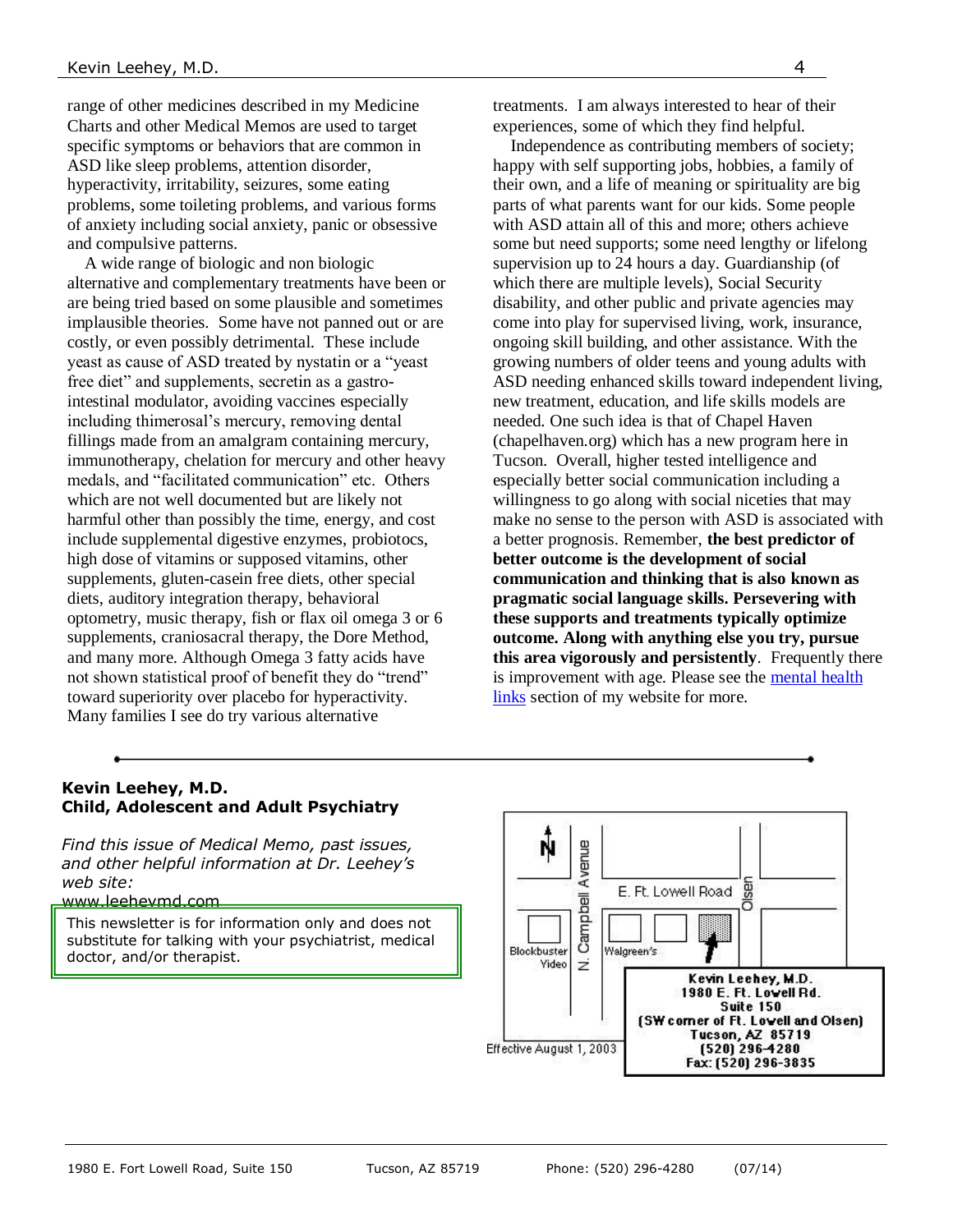range of other medicines described in my Medicine Charts and other Medical Memos are used to target specific symptoms or behaviors that are common in ASD like sleep problems, attention disorder, hyperactivity, irritability, seizures, some eating problems, some toileting problems, and various forms of anxiety including social anxiety, panic or obsessive and compulsive patterns.

A wide range of biologic and non biologic alternative and complementary treatments have been or are being tried based on some plausible and sometimes implausible theories. Some have not panned out or are costly, or even possibly detrimental. These include yeast as cause of ASD treated by nystatin or a "yeast free diet" and supplements, secretin as a gastro-intestinal modulator, avoiding vaccines especially including thimerosal's mercury, removing dental fillings made from an amalgram containing mercury, immunotherapy, chelation for mercury and other heavy medals, and "facilitated communication" etc. Others which are not well documented but are likely not harmful other than possibly the time, energy, and cost include supplemental digestive enzymes, probiotocs, high dose of vitamins or supposed vitamins, other supplements, gluten-casein free diets, other special diets, auditory integration therapy, behavioral optometry, music therapy, fish or flax oil omega 3 or 6 supplements, craniosacral therapy, the Dore Method, and many more. Although Omega 3 fatty acids have not shown statistical proof of benefit they do "trend" toward superiority over placebo for hyperactivity. Many families I see do try various alternative treatments. I am always interested to hear of their experiences, some of which they find helpful.

Independence as contributing members of society; happy with self supporting jobs, hobbies, a family of their own, and a life of meaning or spirituality are big parts of what parents want for our kids. Some people with ASD attain all of this and more; others achieve some but need supports; some need lengthy or lifelong supervision up to 24 hours a day. Guardianship (of which there are multiple levels), Social Security disability, and other public and private agencies may come into play for supervised living, work, insurance, ongoing skill building, and other assistance. With the growing numbers of older teens and young adults with ASD needing enhanced skills toward independent living, new treatment, education, and life skills models are needed. One such idea is that of Chapel Haven (chapelhaven.org) which has a new program here in Tucson. Overall, higher tested intelligence and especially better social communication including a willingness to go along with social niceties that may make no sense to the person with ASD is associated with a better prognosis. Remember, **the best predictor of better outcome is the development of social communication and thinking that is also known as pragmatic social language skills. Persevering with these supports and treatments typically optimize outcome. Along with anything else you try, pursue this area vigorously and persistently**. Frequently there is improvement with age. Please see the mental health links section of my website for more.

---

**Kevin Leehey, M.D.**
**Child, Adolescent and Adult Psychiatry**

*Find this issue of Medical Memo, past issues, and other helpful information at Dr. Leehey's web site:*
www.leeheymd.com

This newsletter is for information only and does not substitute for talking with your psychiatrist, medical doctor, and/or therapist.

N
N. Campbell Avenue
E. Ft. Lowell Road
Olsen
Blockbuster Video
Walgreen's

**Kevin Leehey, M.D.**
**1980 E. Ft. Lowell Rd.**
**Suite 150**
**(SW corner of Ft. Lowell and Olsen)**
**Tucson, AZ 85719**
**(520) 296-4280**
**Fax: (520) 296-3835**

Effective August 1, 2003